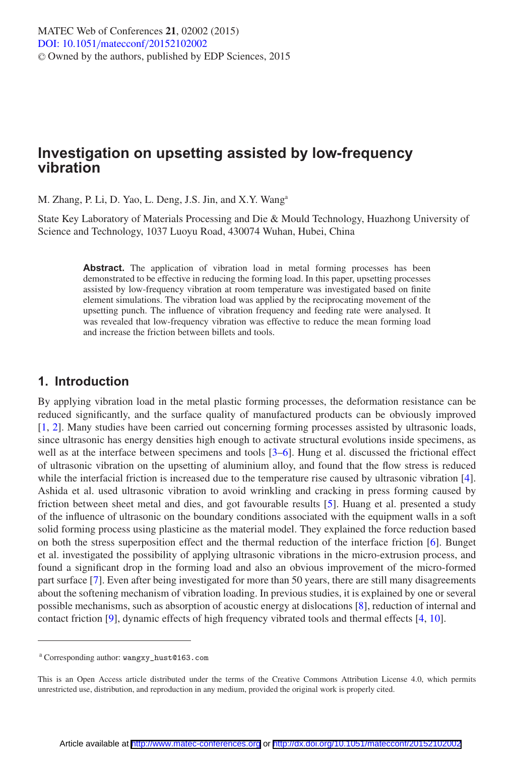# Investigation on upsetting assisted by low-frequency vibration

M. Zhang, P. Li, D. Yao, L. Deng, J.S. Jin, and X.Y. Wang[a]

State Key Laboratory of Materials Processing and Die & Mould Technology, Huazhong University of Science and Technology, 1037 Luoyu Road, 430074 Wuhan, Hubei, China

**Abstract.** The application of vibration load in metal forming processes has been demonstrated to be effective in reducing the forming load. In this paper, upsetting processes assisted by low-frequency vibration at room temperature was investigated based on finite element simulations. The vibration load was applied by the reciprocating movement of the upsetting punch. The influence of vibration frequency and feeding rate were analysed. It was revealed that low-frequency vibration was effective to reduce the mean forming load and increase the friction between billets and tools.

## 1. Introduction

By applying vibration load in the metal plastic forming processes, the deformation resistance can be reduced significantly, and the surface quality of manufactured products can be obviously improved [1, 2]. Many studies have been carried out concerning forming processes assisted by ultrasonic loads, since ultrasonic has energy densities high enough to activate structural evolutions inside specimens, as well as at the interface between specimens and tools [3–6]. Hung et al. discussed the frictional effect of ultrasonic vibration on the upsetting of aluminium alloy, and found that the flow stress is reduced while the interfacial friction is increased due to the temperature rise caused by ultrasonic vibration [4]. Ashida et al. used ultrasonic vibration to avoid wrinkling and cracking in press forming caused by friction between sheet metal and dies, and got favourable results [5]. Huang et al. presented a study of the influence of ultrasonic on the boundary conditions associated with the equipment walls in a soft solid forming process using plasticine as the material model. They explained the force reduction based on both the stress superposition effect and the thermal reduction of the interface friction [6]. Bunget et al. investigated the possibility of applying ultrasonic vibrations in the micro-extrusion process, and found a significant drop in the forming load and also an obvious improvement of the micro-formed part surface [7]. Even after being investigated for more than 50 years, there are still many disagreements about the softening mechanism of vibration loading. In previous studies, it is explained by one or several possible mechanisms, such as absorption of acoustic energy at dislocations [8], reduction of internal and contact friction [9], dynamic effects of high frequency vibrated tools and thermal effects [4, 10].

[a] Corresponding author: wangxy_hust@163.com

This is an Open Access article distributed under the terms of the Creative Commons Attribution License 4.0, which permits unrestricted use, distribution, and reproduction in any medium, provided the original work is properly cited.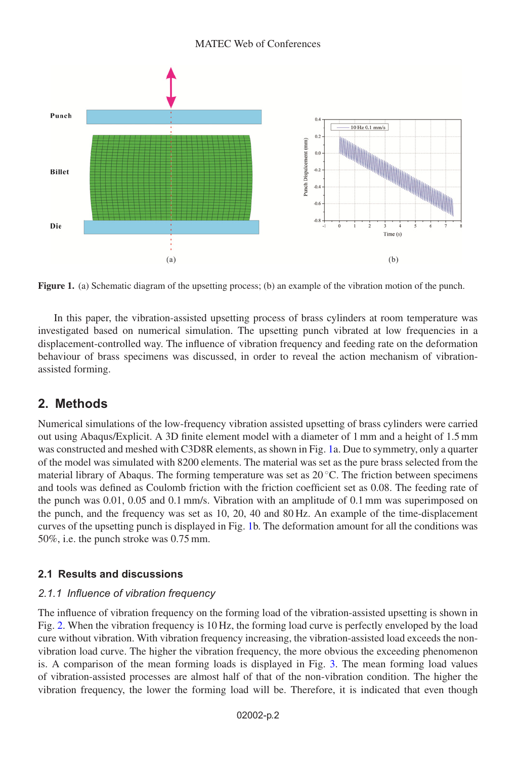Figure 1. (a) Schematic diagram of the upsetting process; (b) an example of the vibration motion of the punch.

In this paper, the vibration-assisted upsetting process of brass cylinders at room temperature was investigated based on numerical simulation. The upsetting punch vibrated at low frequencies in a displacement-controlled way. The influence of vibration frequency and feeding rate on the deformation behaviour of brass specimens was discussed, in order to reveal the action mechanism of vibration-assisted forming.

## 2. Methods

Numerical simulations of the low-frequency vibration assisted upsetting of brass cylinders were carried out using Abaqus/Explicit. A 3D finite element model with a diameter of 1 mm and a height of 1.5 mm was constructed and meshed with C3D8R elements, as shown in Fig. 1a. Due to symmetry, only a quarter of the model was simulated with 8200 elements. The material was set as the pure brass selected from the material library of Abaqus. The forming temperature was set as 20 °C. The friction between specimens and tools was defined as Coulomb friction with the friction coefficient set as 0.08. The feeding rate of the punch was 0.01, 0.05 and 0.1 mm/s. Vibration with an amplitude of 0.1 mm was superimposed on the punch, and the frequency was set as 10, 20, 40 and 80 Hz. An example of the time-displacement curves of the upsetting punch is displayed in Fig. 1b. The deformation amount for all the conditions was 50%, i.e. the punch stroke was 0.75 mm.

### 2.1 Results and discussions

#### *2.1.1 Influence of vibration frequency*

The influence of vibration frequency on the forming load of the vibration-assisted upsetting is shown in Fig. 2. When the vibration frequency is 10 Hz, the forming load curve is perfectly enveloped by the load cure without vibration. With vibration frequency increasing, the vibration-assisted load exceeds the non-vibration load curve. The higher the vibration frequency, the more obvious the exceeding phenomenon is. A comparison of the mean forming loads is displayed in Fig. 3. The mean forming load values of vibration-assisted processes are almost half of that of the non-vibration condition. The higher the vibration frequency, the lower the forming load will be. Therefore, it is indicated that even though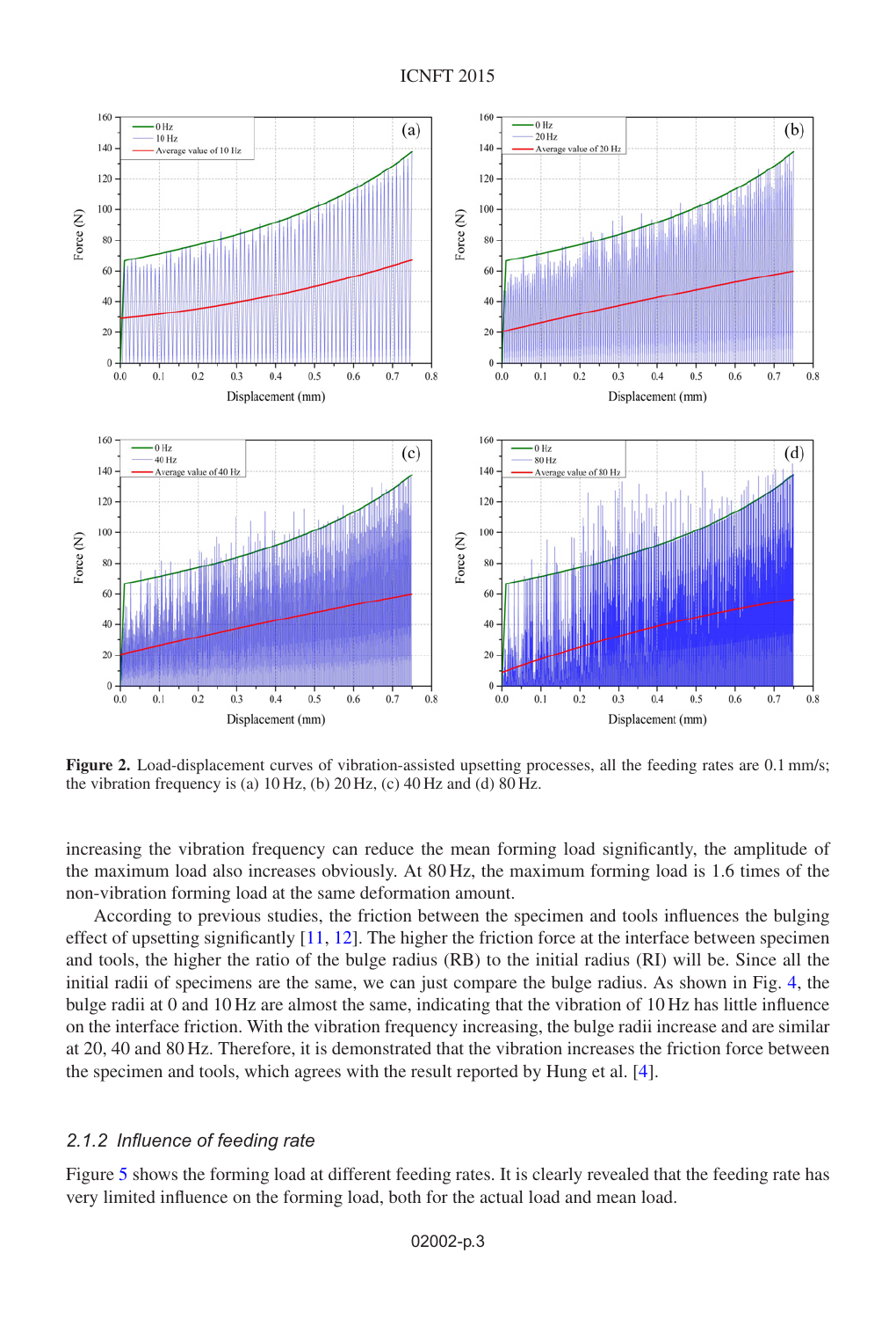**Figure 2.** Load-displacement curves of vibration-assisted upsetting processes, all the feeding rates are 0.1 mm/s; the vibration frequency is (a) 10 Hz, (b) 20 Hz, (c) 40 Hz and (d) 80 Hz.

increasing the vibration frequency can reduce the mean forming load significantly, the amplitude of the maximum load also increases obviously. At 80 Hz, the maximum forming load is 1.6 times of the non-vibration forming load at the same deformation amount.

According to previous studies, the friction between the specimen and tools influences the bulging effect of upsetting significantly [11, 12]. The higher the friction force at the interface between specimen and tools, the higher the ratio of the bulge radius (RB) to the initial radius (RI) will be. Since all the initial radii of specimens are the same, we can just compare the bulge radius. As shown in Fig. 4, the bulge radii at 0 and 10 Hz are almost the same, indicating that the vibration of 10 Hz has little influence on the interface friction. With the vibration frequency increasing, the bulge radii increase and are similar at 20, 40 and 80 Hz. Therefore, it is demonstrated that the vibration increases the friction force between the specimen and tools, which agrees with the result reported by Hung et al. [4].

### *2.1.2 Influence of feeding rate*

Figure 5 shows the forming load at different feeding rates. It is clearly revealed that the feeding rate has very limited influence on the forming load, both for the actual load and mean load.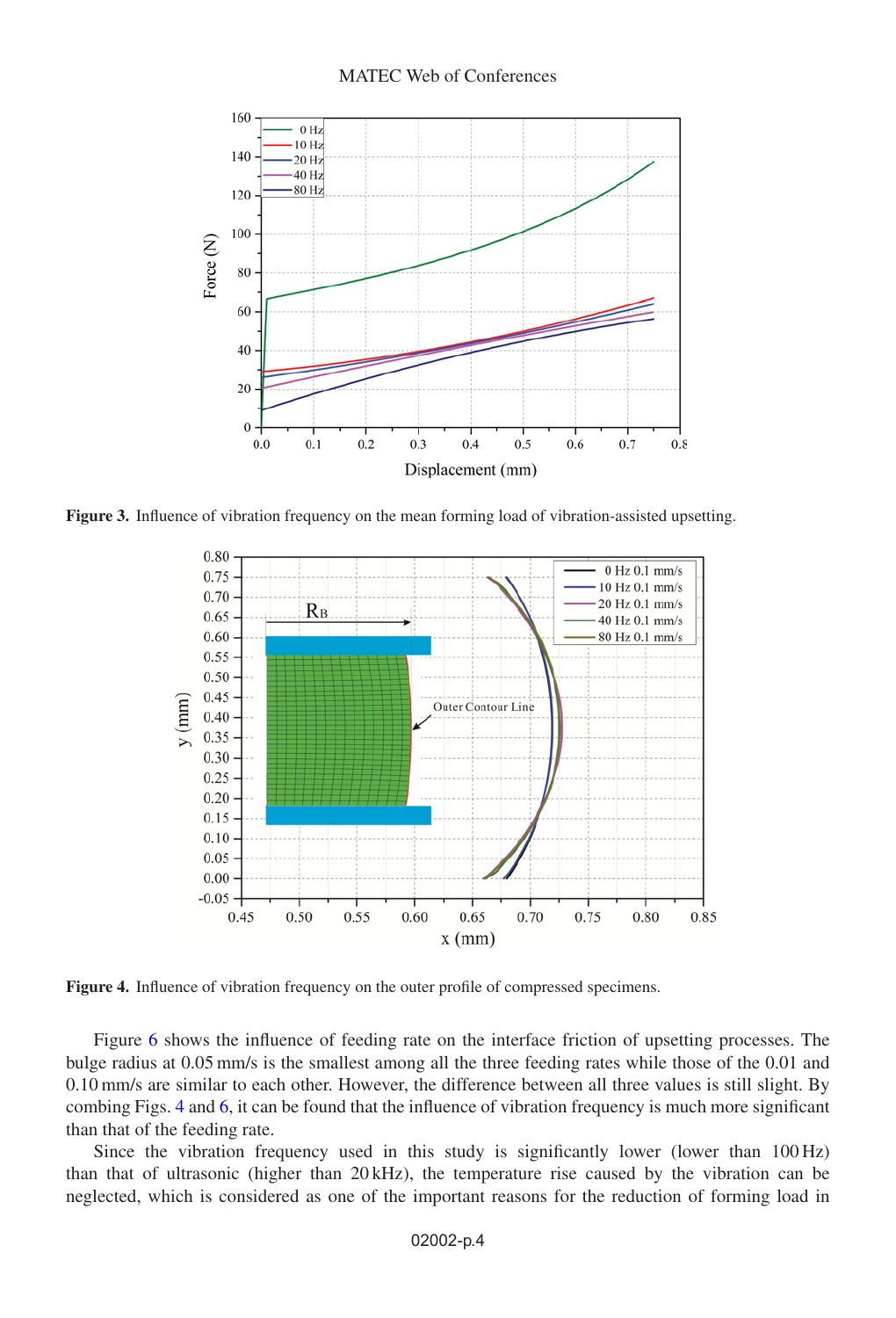**Figure 3.** Influence of vibration frequency on the mean forming load of vibration-assisted upsetting.

**Figure 4.** Influence of vibration frequency on the outer profile of compressed specimens.

Figure 6 shows the influence of feeding rate on the interface friction of upsetting processes. The bulge radius at 0.05 mm/s is the smallest among all the three feeding rates while those of the 0.01 and 0.10 mm/s are similar to each other. However, the difference between all three values is still slight. By combing Figs. 4 and 6, it can be found that the influence of vibration frequency is much more significant than that of the feeding rate.

Since the vibration frequency used in this study is significantly lower (lower than 100 Hz) than that of ultrasonic (higher than 20 kHz), the temperature rise caused by the vibration can be neglected, which is considered as one of the important reasons for the reduction of forming load in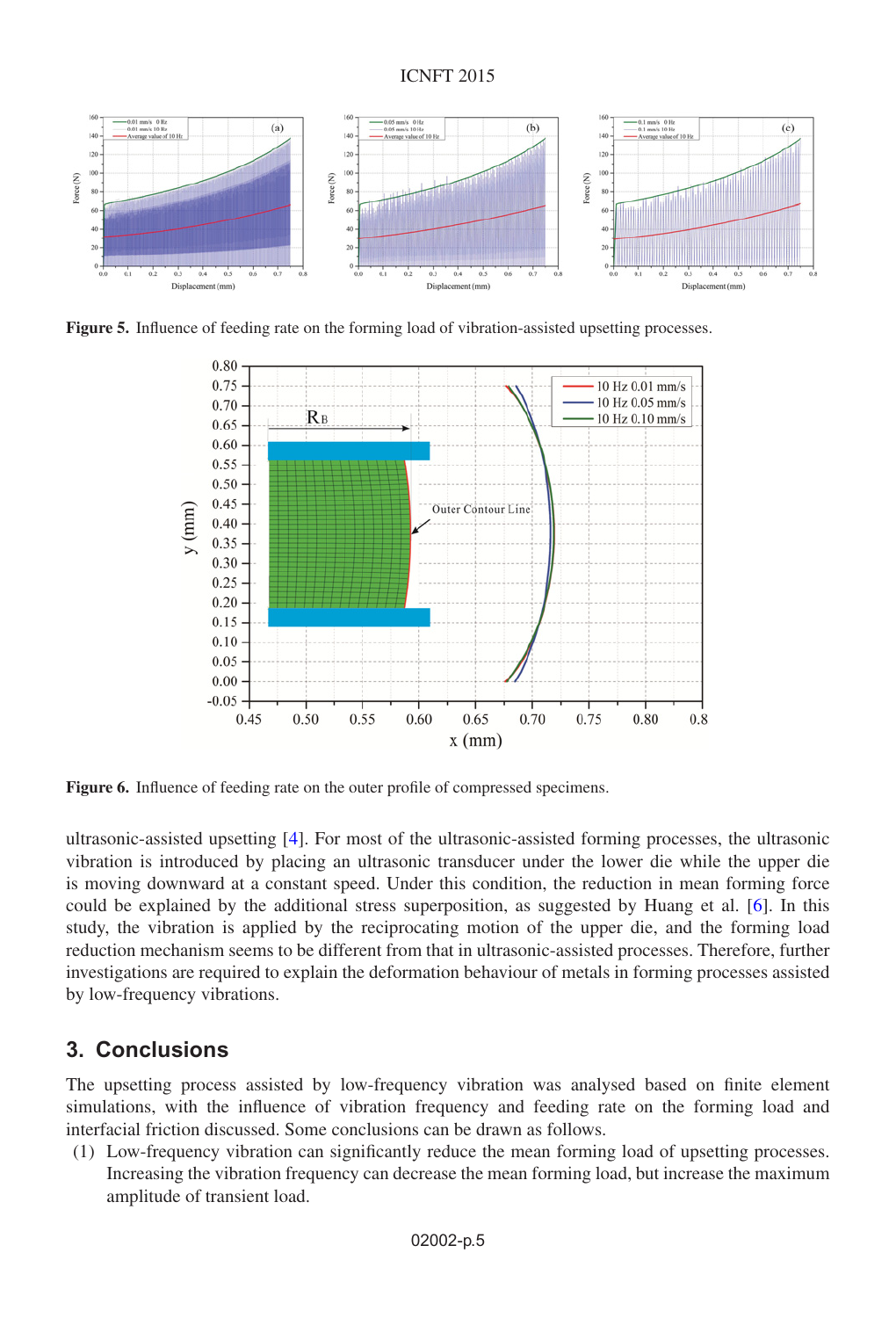**Figure 5.** Influence of feeding rate on the forming load of vibration-assisted upsetting processes.

**Figure 6.** Influence of feeding rate on the outer profile of compressed specimens.

ultrasonic-assisted upsetting [4]. For most of the ultrasonic-assisted forming processes, the ultrasonic vibration is introduced by placing an ultrasonic transducer under the lower die while the upper die is moving downward at a constant speed. Under this condition, the reduction in mean forming force could be explained by the additional stress superposition, as suggested by Huang et al. [6]. In this study, the vibration is applied by the reciprocating motion of the upper die, and the forming load reduction mechanism seems to be different from that in ultrasonic-assisted processes. Therefore, further investigations are required to explain the deformation behaviour of metals in forming processes assisted by low-frequency vibrations.

## 3. Conclusions

The upsetting process assisted by low-frequency vibration was analysed based on finite element simulations, with the influence of vibration frequency and feeding rate on the forming load and interfacial friction discussed. Some conclusions can be drawn as follows.

(1) Low-frequency vibration can significantly reduce the mean forming load of upsetting processes. Increasing the vibration frequency can decrease the mean forming load, but increase the maximum amplitude of transient load.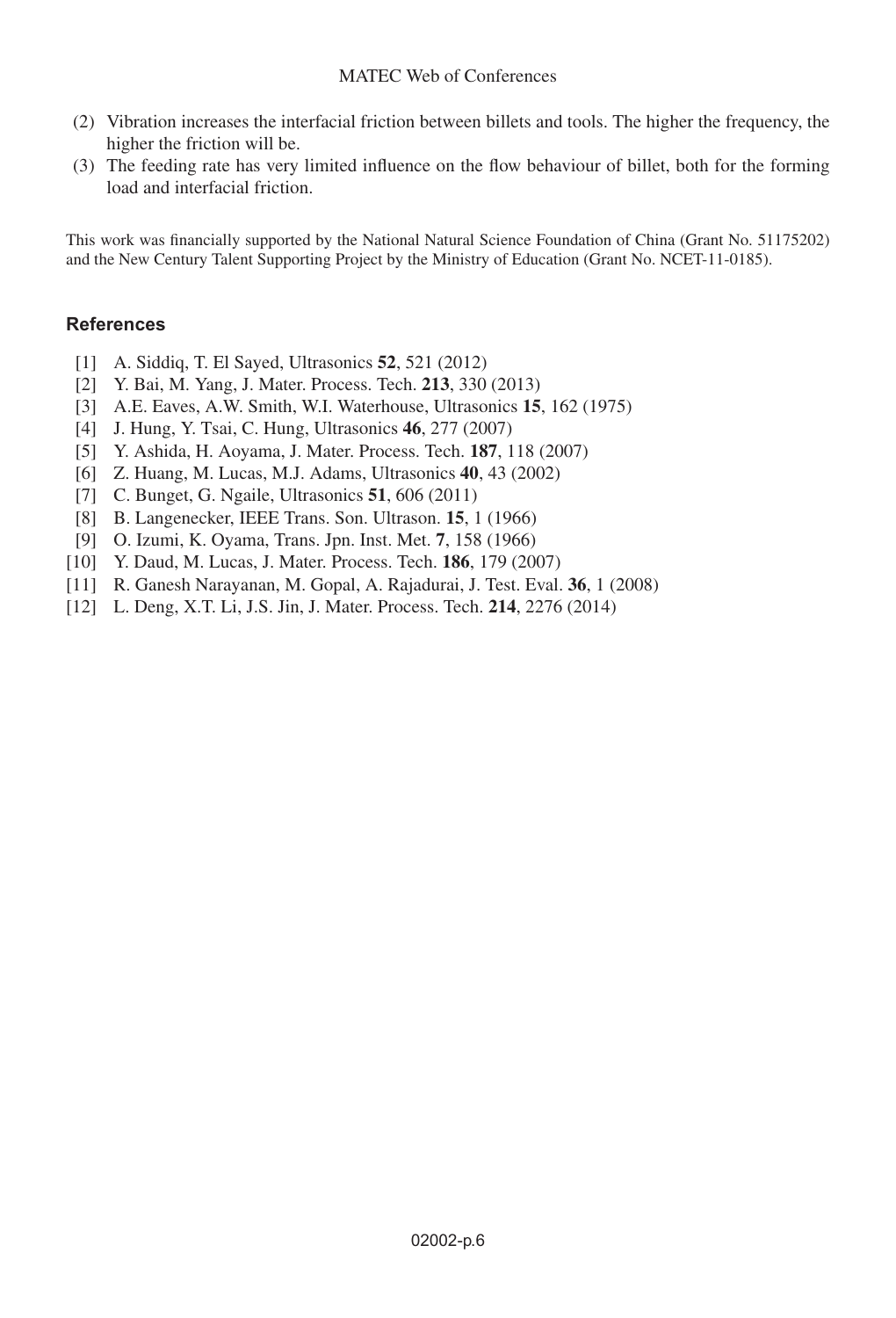(2) Vibration increases the interfacial friction between billets and tools. The higher the frequency, the higher the friction will be.
(3) The feeding rate has very limited influence on the flow behaviour of billet, both for the forming load and interfacial friction.

This work was financially supported by the National Natural Science Foundation of China (Grant No. 51175202) and the New Century Talent Supporting Project by the Ministry of Education (Grant No. NCET-11-0185).

## References

[1] A. Siddiq, T. El Sayed, Ultrasonics **52**, 521 (2012)
[2] Y. Bai, M. Yang, J. Mater. Process. Tech. **213**, 330 (2013)
[3] A.E. Eaves, A.W. Smith, W.I. Waterhouse, Ultrasonics **15**, 162 (1975)
[4] J. Hung, Y. Tsai, C. Hung, Ultrasonics **46**, 277 (2007)
[5] Y. Ashida, H. Aoyama, J. Mater. Process. Tech. **187**, 118 (2007)
[6] Z. Huang, M. Lucas, M.J. Adams, Ultrasonics **40**, 43 (2002)
[7] C. Bunget, G. Ngaile, Ultrasonics **51**, 606 (2011)
[8] B. Langenecker, IEEE Trans. Son. Ultrason. **15**, 1 (1966)
[9] O. Izumi, K. Oyama, Trans. Jpn. Inst. Met. **7**, 158 (1966)
[10] Y. Daud, M. Lucas, J. Mater. Process. Tech. **186**, 179 (2007)
[11] R. Ganesh Narayanan, M. Gopal, A. Rajadurai, J. Test. Eval. **36**, 1 (2008)
[12] L. Deng, X.T. Li, J.S. Jin, J. Mater. Process. Tech. **214**, 2276 (2014)